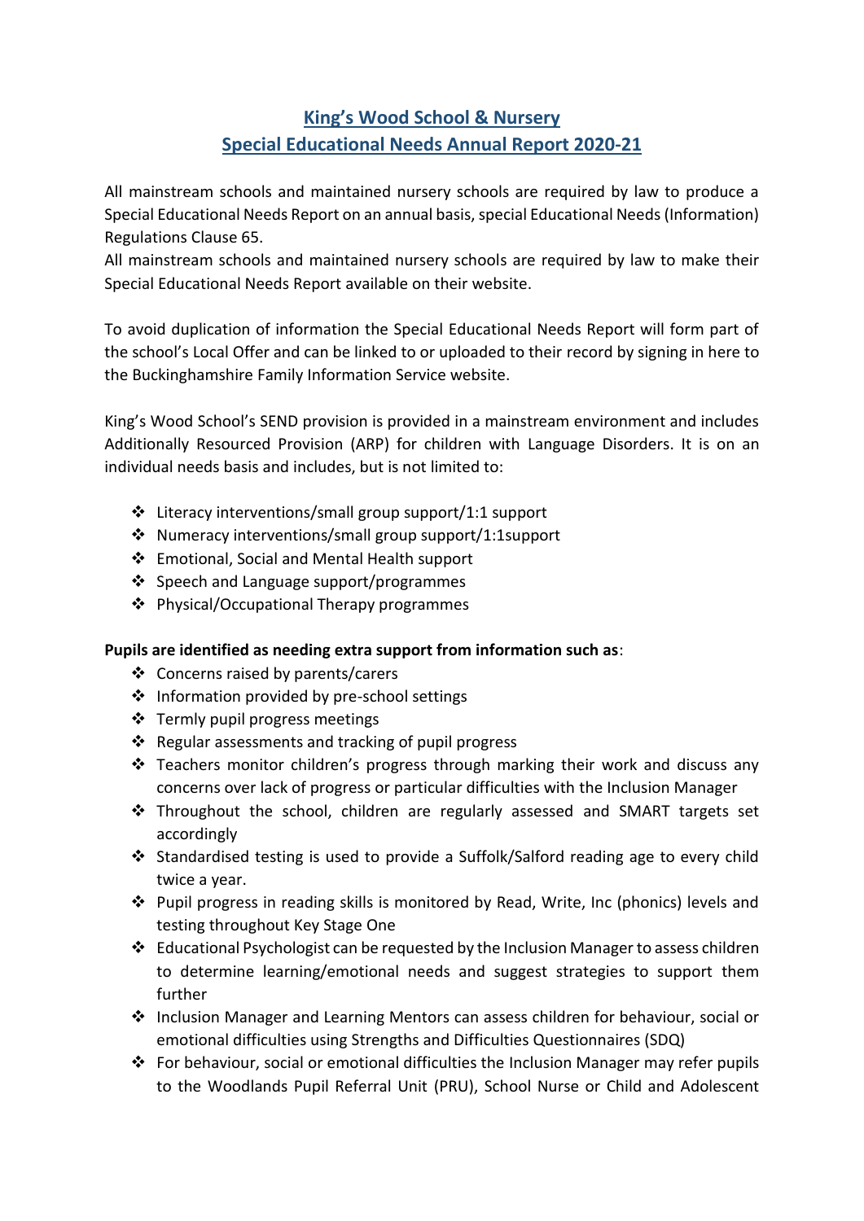# King's Wood School & Nursery
# Special Educational Needs Annual Report 2020-21

All mainstream schools and maintained nursery schools are required by law to produce a Special Educational Needs Report on an annual basis, special Educational Needs (Information) Regulations Clause 65.
All mainstream schools and maintained nursery schools are required by law to make their Special Educational Needs Report available on their website.

To avoid duplication of information the Special Educational Needs Report will form part of the school's Local Offer and can be linked to or uploaded to their record by signing in here to the Buckinghamshire Family Information Service website.

King's Wood School's SEND provision is provided in a mainstream environment and includes Additionally Resourced Provision (ARP) for children with Language Disorders. It is on an individual needs basis and includes, but is not limited to:

- Literacy interventions/small group support/1:1 support
- Numeracy interventions/small group support/1:1support
- Emotional, Social and Mental Health support
- Speech and Language support/programmes
- Physical/Occupational Therapy programmes

**Pupils are identified as needing extra support from information such as**:

- Concerns raised by parents/carers
- Information provided by pre-school settings
- Termly pupil progress meetings
- Regular assessments and tracking of pupil progress
- Teachers monitor children's progress through marking their work and discuss any concerns over lack of progress or particular difficulties with the Inclusion Manager
- Throughout the school, children are regularly assessed and SMART targets set accordingly
- Standardised testing is used to provide a Suffolk/Salford reading age to every child twice a year.
- Pupil progress in reading skills is monitored by Read, Write, Inc (phonics) levels and testing throughout Key Stage One
- Educational Psychologist can be requested by the Inclusion Manager to assess children to determine learning/emotional needs and suggest strategies to support them further
- Inclusion Manager and Learning Mentors can assess children for behaviour, social or emotional difficulties using Strengths and Difficulties Questionnaires (SDQ)
- For behaviour, social or emotional difficulties the Inclusion Manager may refer pupils to the Woodlands Pupil Referral Unit (PRU), School Nurse or Child and Adolescent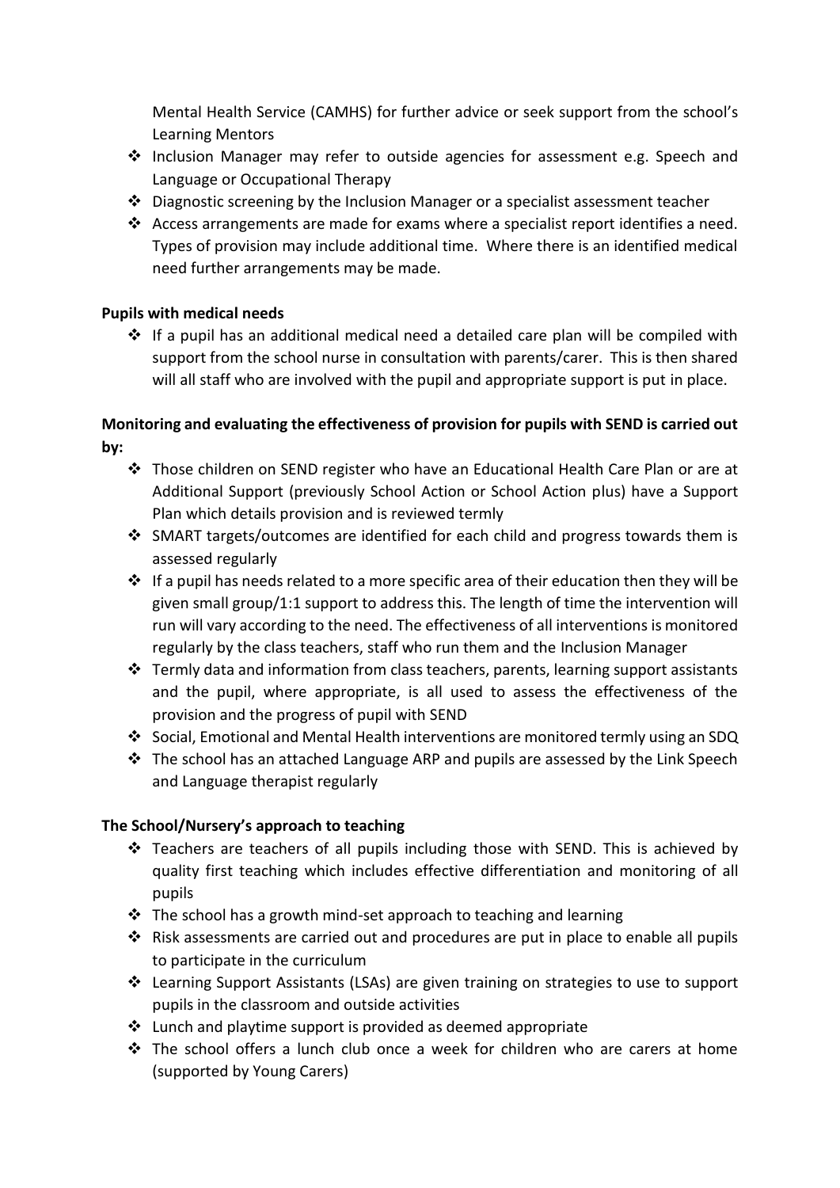Mental Health Service (CAMHS) for further advice or seek support from the school's Learning Mentors

- Inclusion Manager may refer to outside agencies for assessment e.g. Speech and Language or Occupational Therapy
- Diagnostic screening by the Inclusion Manager or a specialist assessment teacher
- Access arrangements are made for exams where a specialist report identifies a need. Types of provision may include additional time. Where there is an identified medical need further arrangements may be made.

**Pupils with medical needs**

- If a pupil has an additional medical need a detailed care plan will be compiled with support from the school nurse in consultation with parents/carer. This is then shared will all staff who are involved with the pupil and appropriate support is put in place.

**Monitoring and evaluating the effectiveness of provision for pupils with SEND is carried out by:**

- Those children on SEND register who have an Educational Health Care Plan or are at Additional Support (previously School Action or School Action plus) have a Support Plan which details provision and is reviewed termly
- SMART targets/outcomes are identified for each child and progress towards them is assessed regularly
- If a pupil has needs related to a more specific area of their education then they will be given small group/1:1 support to address this. The length of time the intervention will run will vary according to the need. The effectiveness of all interventions is monitored regularly by the class teachers, staff who run them and the Inclusion Manager
- Termly data and information from class teachers, parents, learning support assistants and the pupil, where appropriate, is all used to assess the effectiveness of the provision and the progress of pupil with SEND
- Social, Emotional and Mental Health interventions are monitored termly using an SDQ
- The school has an attached Language ARP and pupils are assessed by the Link Speech and Language therapist regularly

**The School/Nursery's approach to teaching**

- Teachers are teachers of all pupils including those with SEND. This is achieved by quality first teaching which includes effective differentiation and monitoring of all pupils
- The school has a growth mind-set approach to teaching and learning
- Risk assessments are carried out and procedures are put in place to enable all pupils to participate in the curriculum
- Learning Support Assistants (LSAs) are given training on strategies to use to support pupils in the classroom and outside activities
- Lunch and playtime support is provided as deemed appropriate
- The school offers a lunch club once a week for children who are carers at home (supported by Young Carers)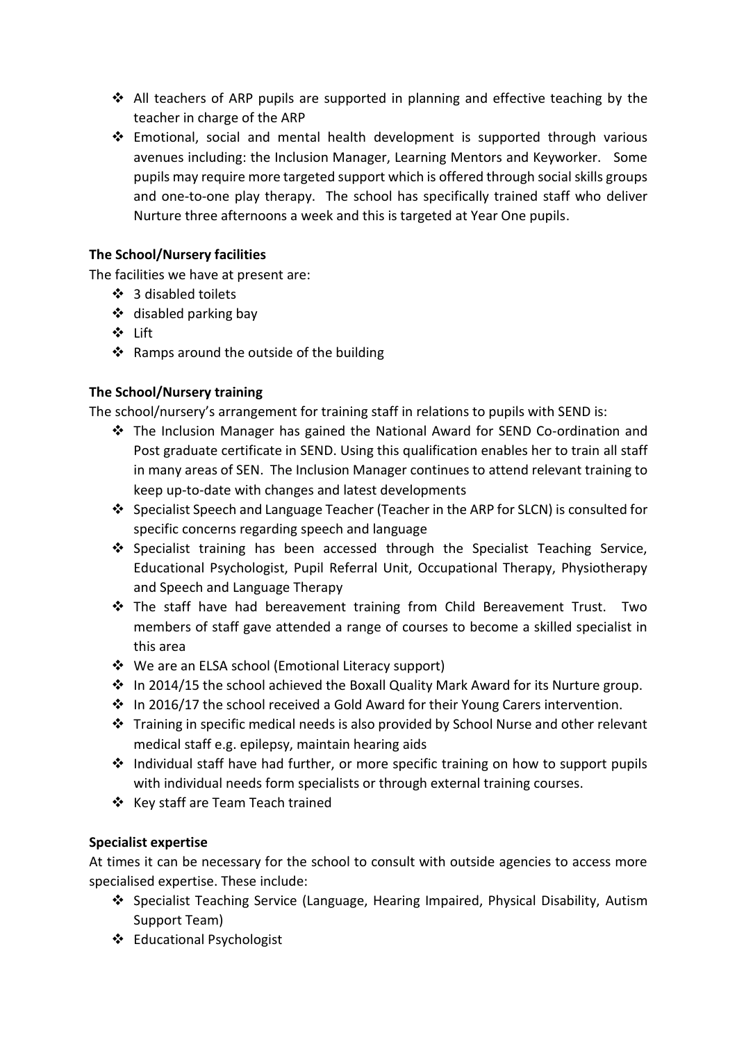- All teachers of ARP pupils are supported in planning and effective teaching by the teacher in charge of the ARP
- Emotional, social and mental health development is supported through various avenues including: the Inclusion Manager, Learning Mentors and Keyworker. Some pupils may require more targeted support which is offered through social skills groups and one-to-one play therapy. The school has specifically trained staff who deliver Nurture three afternoons a week and this is targeted at Year One pupils.

**The School/Nursery facilities**

The facilities we have at present are:

- 3 disabled toilets
- disabled parking bay
- Lift
- Ramps around the outside of the building

**The School/Nursery training**

The school/nursery's arrangement for training staff in relations to pupils with SEND is:

- The Inclusion Manager has gained the National Award for SEND Co-ordination and Post graduate certificate in SEND. Using this qualification enables her to train all staff in many areas of SEN. The Inclusion Manager continues to attend relevant training to keep up-to-date with changes and latest developments
- Specialist Speech and Language Teacher (Teacher in the ARP for SLCN) is consulted for specific concerns regarding speech and language
- Specialist training has been accessed through the Specialist Teaching Service, Educational Psychologist, Pupil Referral Unit, Occupational Therapy, Physiotherapy and Speech and Language Therapy
- The staff have had bereavement training from Child Bereavement Trust. Two members of staff gave attended a range of courses to become a skilled specialist in this area
- We are an ELSA school (Emotional Literacy support)
- In 2014/15 the school achieved the Boxall Quality Mark Award for its Nurture group.
- In 2016/17 the school received a Gold Award for their Young Carers intervention.
- Training in specific medical needs is also provided by School Nurse and other relevant medical staff e.g. epilepsy, maintain hearing aids
- Individual staff have had further, or more specific training on how to support pupils with individual needs form specialists or through external training courses.
- Key staff are Team Teach trained

**Specialist expertise**

At times it can be necessary for the school to consult with outside agencies to access more specialised expertise. These include:

- Specialist Teaching Service (Language, Hearing Impaired, Physical Disability, Autism Support Team)
- Educational Psychologist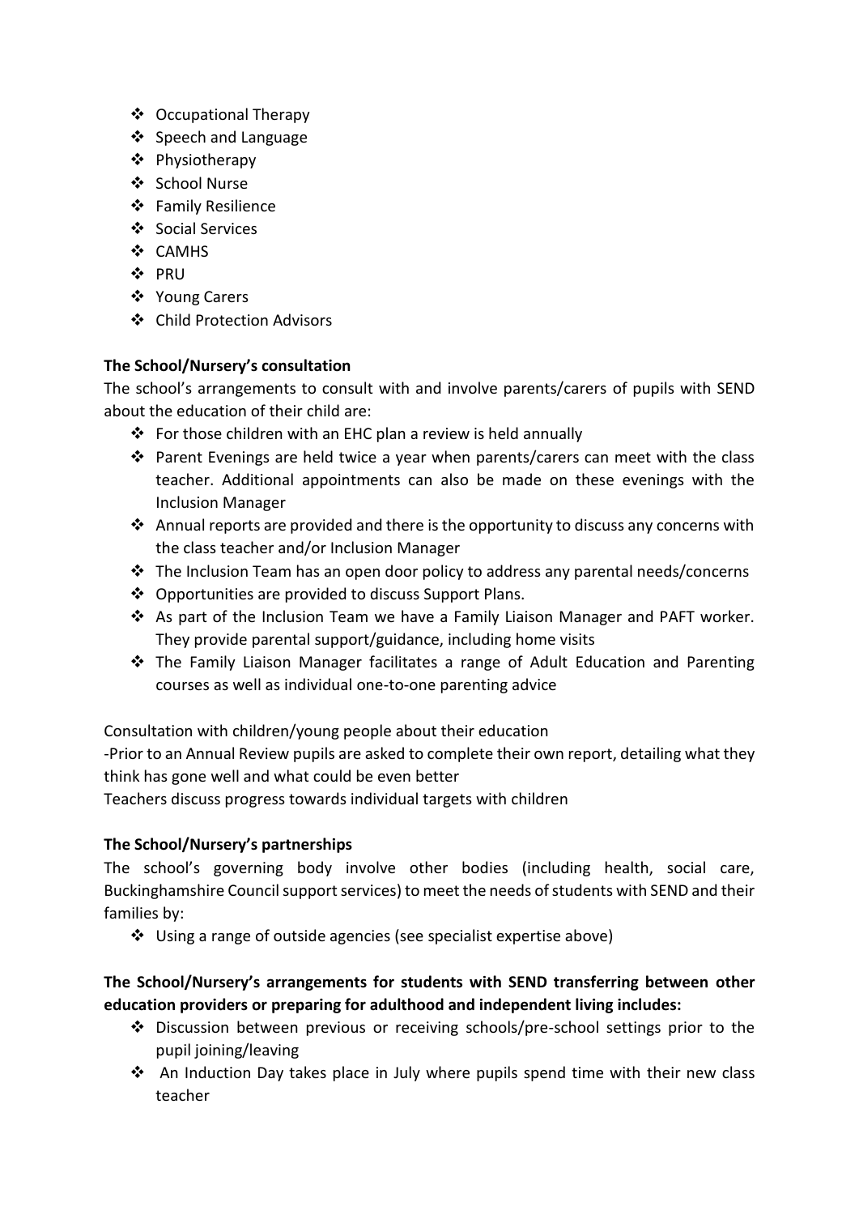- Occupational Therapy
- Speech and Language
- Physiotherapy
- School Nurse
- Family Resilience
- Social Services
- CAMHS
- PRU
- Young Carers
- Child Protection Advisors

**The School/Nursery's consultation**

The school's arrangements to consult with and involve parents/carers of pupils with SEND about the education of their child are:

- For those children with an EHC plan a review is held annually
- Parent Evenings are held twice a year when parents/carers can meet with the class teacher. Additional appointments can also be made on these evenings with the Inclusion Manager
- Annual reports are provided and there is the opportunity to discuss any concerns with the class teacher and/or Inclusion Manager
- The Inclusion Team has an open door policy to address any parental needs/concerns
- Opportunities are provided to discuss Support Plans.
- As part of the Inclusion Team we have a Family Liaison Manager and PAFT worker. They provide parental support/guidance, including home visits
- The Family Liaison Manager facilitates a range of Adult Education and Parenting courses as well as individual one-to-one parenting advice

Consultation with children/young people about their education

-Prior to an Annual Review pupils are asked to complete their own report, detailing what they think has gone well and what could be even better

Teachers discuss progress towards individual targets with children

**The School/Nursery's partnerships**

The school's governing body involve other bodies (including health, social care, Buckinghamshire Council support services) to meet the needs of students with SEND and their families by:

- Using a range of outside agencies (see specialist expertise above)

**The School/Nursery's arrangements for students with SEND transferring between other education providers or preparing for adulthood and independent living includes:**

- Discussion between previous or receiving schools/pre-school settings prior to the pupil joining/leaving
- An Induction Day takes place in July where pupils spend time with their new class teacher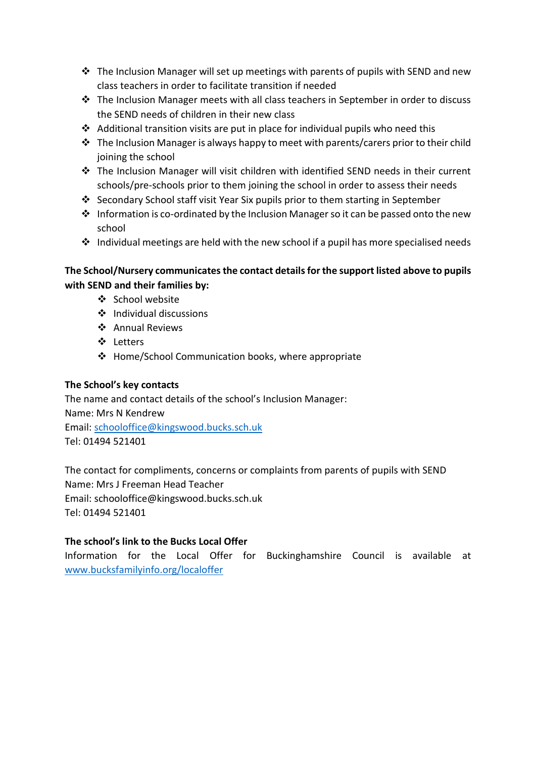- The Inclusion Manager will set up meetings with parents of pupils with SEND and new class teachers in order to facilitate transition if needed
- The Inclusion Manager meets with all class teachers in September in order to discuss the SEND needs of children in their new class
- Additional transition visits are put in place for individual pupils who need this
- The Inclusion Manager is always happy to meet with parents/carers prior to their child joining the school
- The Inclusion Manager will visit children with identified SEND needs in their current schools/pre-schools prior to them joining the school in order to assess their needs
- Secondary School staff visit Year Six pupils prior to them starting in September
- Information is co-ordinated by the Inclusion Manager so it can be passed onto the new school
- Individual meetings are held with the new school if a pupil has more specialised needs

**The School/Nursery communicates the contact details for the support listed above to pupils with SEND and their families by:**

- School website
- Individual discussions
- Annual Reviews
- Letters
- Home/School Communication books, where appropriate

**The School's key contacts**

The name and contact details of the school's Inclusion Manager:
Name: Mrs N Kendrew
Email: schooloffice@kingswood.bucks.sch.uk
Tel: 01494 521401

The contact for compliments, concerns or complaints from parents of pupils with SEND
Name: Mrs J Freeman Head Teacher
Email: schooloffice@kingswood.bucks.sch.uk
Tel: 01494 521401

**The school's link to the Bucks Local Offer**

Information for the Local Offer for Buckinghamshire Council is available at www.bucksfamilyinfo.org/localoffer